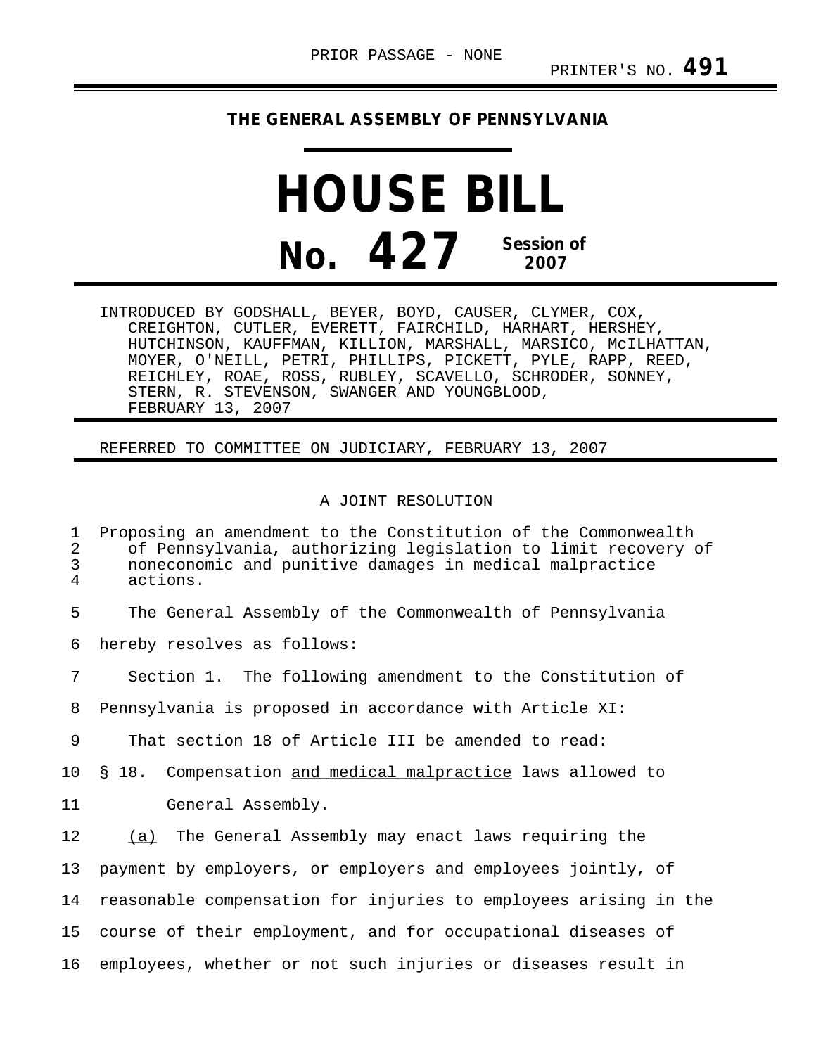PRIOR PASSAGE - NONE

PRINTER'S NO. **491**

**THE GENERAL ASSEMBLY OF PENNSYLVANIA**

# HOUSE BILL

# No. 427

**Session of 2007**

INTRODUCED BY GODSHALL, BEYER, BOYD, CAUSER, CLYMER, COX, CREIGHTON, CUTLER, EVERETT, FAIRCHILD, HARHART, HERSHEY, HUTCHINSON, KAUFFMAN, KILLION, MARSHALL, MARSICO, McILHATTAN, MOYER, O'NEILL, PETRI, PHILLIPS, PICKETT, PYLE, RAPP, REED, REICHLEY, ROAE, ROSS, RUBLEY, SCAVELLO, SCHRODER, SONNEY, STERN, R. STEVENSON, SWANGER AND YOUNGBLOOD, FEBRUARY 13, 2007

REFERRED TO COMMITTEE ON JUDICIARY, FEBRUARY 13, 2007

A JOINT RESOLUTION

1 Proposing an amendment to the Constitution of the Commonwealth
2 of Pennsylvania, authorizing legislation to limit recovery of
3 noneconomic and punitive damages in medical malpractice
4 actions.

5 The General Assembly of the Commonwealth of Pennsylvania
6 hereby resolves as follows:

7 Section 1. The following amendment to the Constitution of
8 Pennsylvania is proposed in accordance with Article XI:

9 That section 18 of Article III be amended to read:

10 § 18. Compensation <u>and medical malpractice</u> laws allowed to
11 General Assembly.

12 <u>(a)</u> The General Assembly may enact laws requiring the
13 payment by employers, or employers and employees jointly, of
14 reasonable compensation for injuries to employees arising in the
15 course of their employment, and for occupational diseases of
16 employees, whether or not such injuries or diseases result in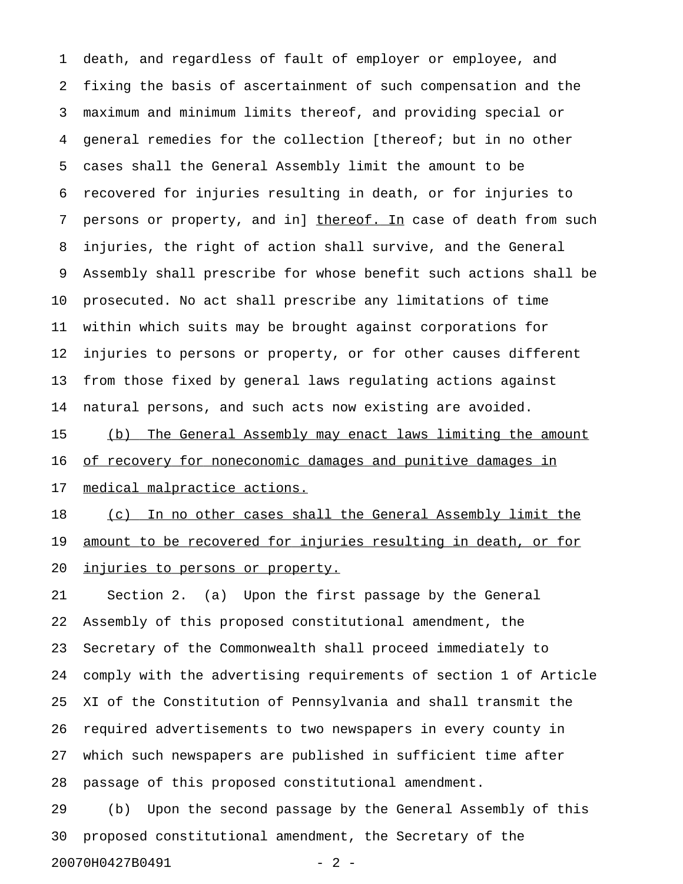death, and regardless of fault of employer or employee, and fixing the basis of ascertainment of such compensation and the maximum and minimum limits thereof, and providing special or general remedies for the collection [thereof; but in no other cases shall the General Assembly limit the amount to be recovered for injuries resulting in death, or for injuries to persons or property, and in] <u>thereof. In</u> case of death from such injuries, the right of action shall survive, and the General Assembly shall prescribe for whose benefit such actions shall be prosecuted. No act shall prescribe any limitations of time within which suits may be brought against corporations for injuries to persons or property, or for other causes different from those fixed by general laws regulating actions against natural persons, and such acts now existing are avoided.

<u>(b) The General Assembly may enact laws limiting the amount of recovery for noneconomic damages and punitive damages in medical malpractice actions.</u>

<u>(c) In no other cases shall the General Assembly limit the amount to be recovered for injuries resulting in death, or for injuries to persons or property.</u>

Section 2. (a) Upon the first passage by the General Assembly of this proposed constitutional amendment, the Secretary of the Commonwealth shall proceed immediately to comply with the advertising requirements of section 1 of Article XI of the Constitution of Pennsylvania and shall transmit the required advertisements to two newspapers in every county in which such newspapers are published in sufficient time after passage of this proposed constitutional amendment.

(b) Upon the second passage by the General Assembly of this proposed constitutional amendment, the Secretary of the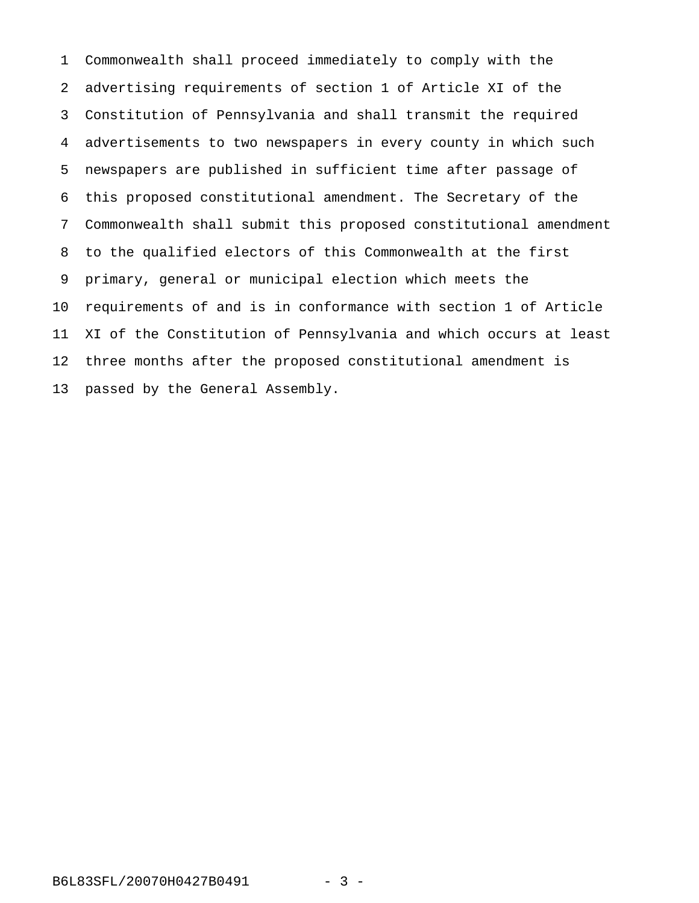Commonwealth shall proceed immediately to comply with the advertising requirements of section 1 of Article XI of the Constitution of Pennsylvania and shall transmit the required advertisements to two newspapers in every county in which such newspapers are published in sufficient time after passage of this proposed constitutional amendment. The Secretary of the Commonwealth shall submit this proposed constitutional amendment to the qualified electors of this Commonwealth at the first primary, general or municipal election which meets the requirements of and is in conformance with section 1 of Article XI of the Constitution of Pennsylvania and which occurs at least three months after the proposed constitutional amendment is passed by the General Assembly.